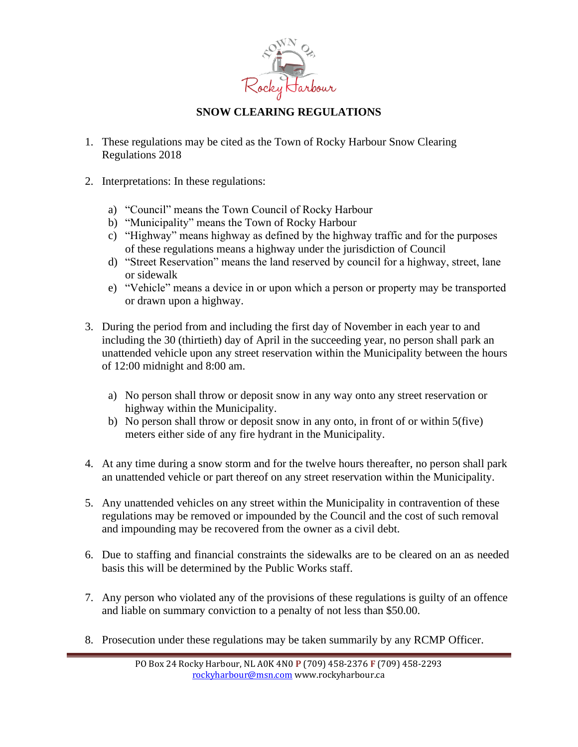# SNOW CLEARING REGULATIONS

1. These regulations may be cited as the Town of Rocky Harbour Snow Clearing Regulations 2018

2. Interpretations: In these regulations:

    a) "Council" means the Town Council of Rocky Harbour
    b) "Municipality" means the Town of Rocky Harbour
    c) "Highway" means highway as defined by the highway traffic and for the purposes of these regulations means a highway under the jurisdiction of Council
    d) "Street Reservation" means the land reserved by council for a highway, street, lane or sidewalk
    e) "Vehicle" means a device in or upon which a person or property may be transported or drawn upon a highway.

3. During the period from and including the first day of November in each year to and including the 30 (thirtieth) day of April in the succeeding year, no person shall park an unattended vehicle upon any street reservation within the Municipality between the hours of 12:00 midnight and 8:00 am.

    a) No person shall throw or deposit snow in any way onto any street reservation or highway within the Municipality.
    b) No person shall throw or deposit snow in any onto, in front of or within 5(five) meters either side of any fire hydrant in the Municipality.

4. At any time during a snow storm and for the twelve hours thereafter, no person shall park an unattended vehicle or part thereof on any street reservation within the Municipality.

5. Any unattended vehicles on any street within the Municipality in contravention of these regulations may be removed or impounded by the Council and the cost of such removal and impounding may be recovered from the owner as a civil debt.

6. Due to staffing and financial constraints the sidewalks are to be cleared on an as needed basis this will be determined by the Public Works staff.

7. Any person who violated any of the provisions of these regulations is guilty of an offence and liable on summary conviction to a penalty of not less than $50.00.

8. Prosecution under these regulations may be taken summarily by any RCMP Officer.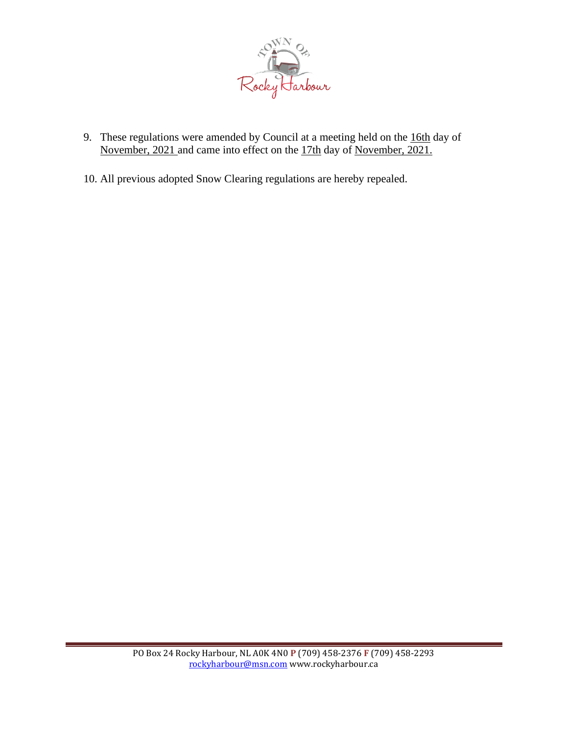9. These regulations were amended by Council at a meeting held on the 16th day of November, 2021 and came into effect on the 17th day of November, 2021.

10. All previous adopted Snow Clearing regulations are hereby repealed.